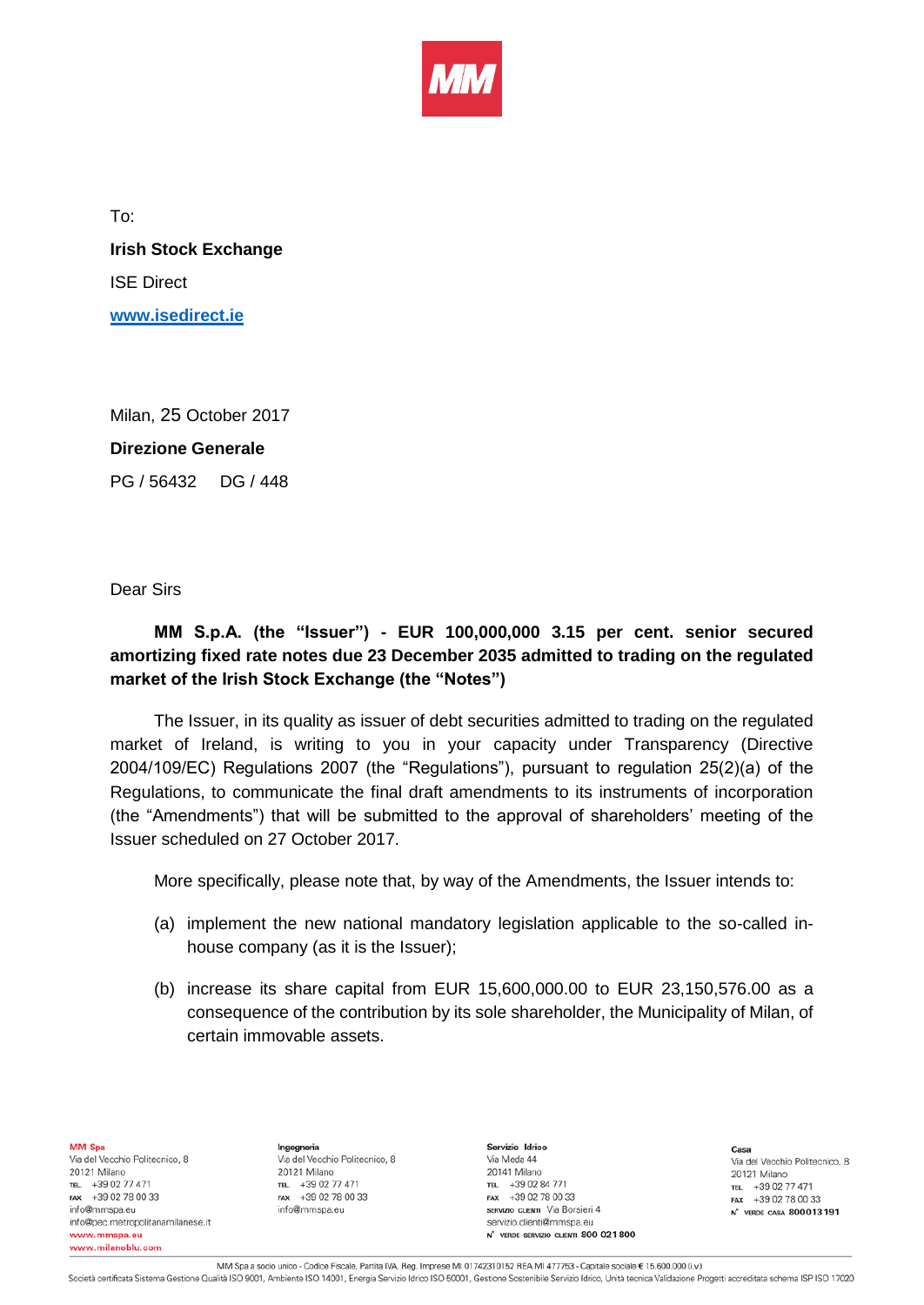To:

**Irish Stock Exchange**

ISE Direct

**www.isedirect.ie**

Milan, 25 October 2017

**Direzione Generale**

PG / 56432 DG / 448

Dear Sirs

**MM S.p.A. (the "Issuer") - EUR 100,000,000 3.15 per cent. senior secured amortizing fixed rate notes due 23 December 2035 admitted to trading on the regulated market of the Irish Stock Exchange (the "Notes")**

The Issuer, in its quality as issuer of debt securities admitted to trading on the regulated market of Ireland, is writing to you in your capacity under Transparency (Directive 2004/109/EC) Regulations 2007 (the "Regulations"), pursuant to regulation 25(2)(a) of the Regulations, to communicate the final draft amendments to its instruments of incorporation (the "Amendments") that will be submitted to the approval of shareholders' meeting of the Issuer scheduled on 27 October 2017.

More specifically, please note that, by way of the Amendments, the Issuer intends to:

(a) implement the new national mandatory legislation applicable to the so-called in-house company (as it is the Issuer);

(b) increase its share capital from EUR 15,600,000.00 to EUR 23,150,576.00 as a consequence of the contribution by its sole shareholder, the Municipality of Milan, of certain immovable assets.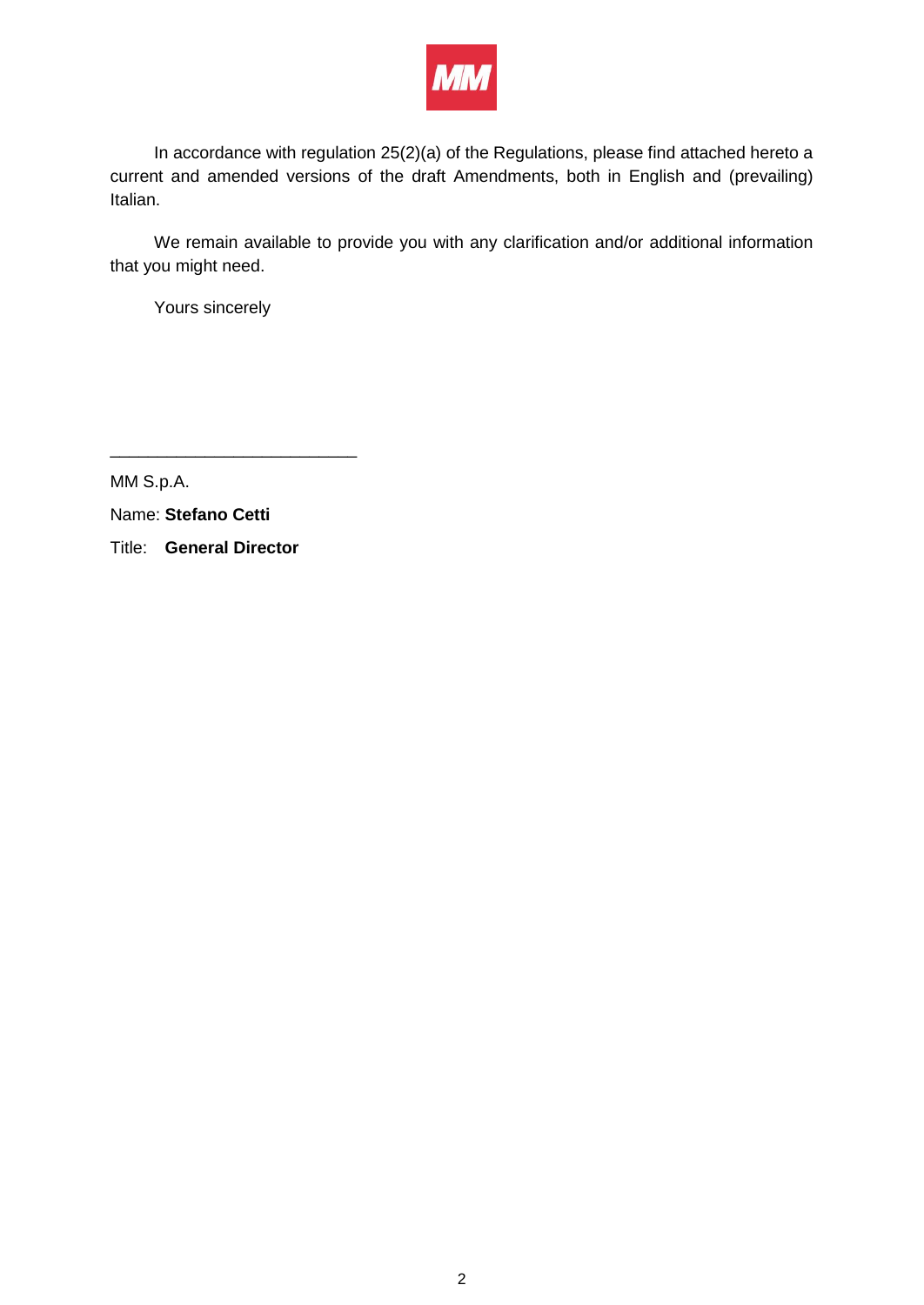In accordance with regulation 25(2)(a) of the Regulations, please find attached hereto a current and amended versions of the draft Amendments, both in English and (prevailing) Italian.

We remain available to provide you with any clarification and/or additional information that you might need.

Yours sincerely

\_\_\_\_\_\_\_\_\_\_\_\_\_\_\_\_\_\_\_\_\_\_\_\_\_\_

MM S.p.A.

Name: **Stefano Cetti**

Title: **General Director**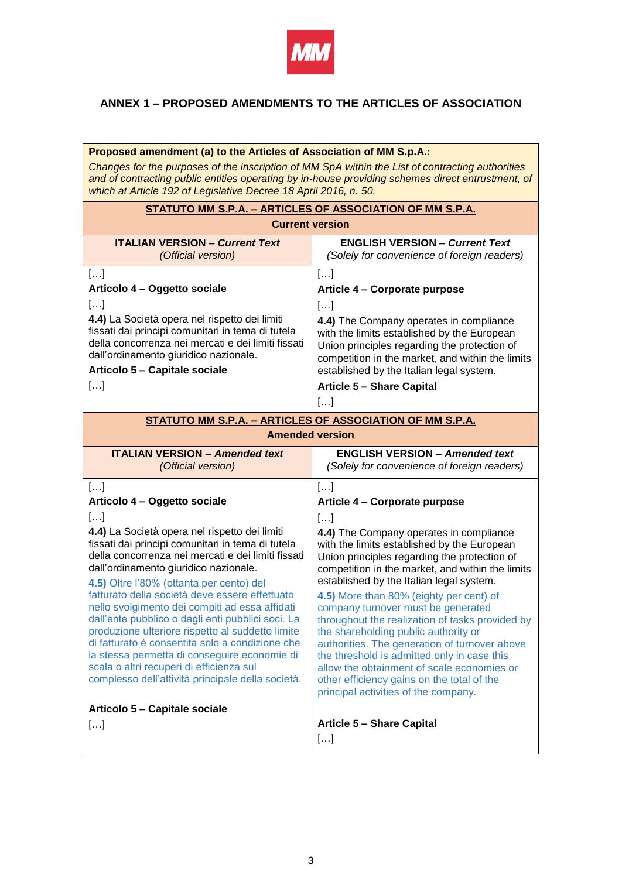## ANNEX 1 – PROPOSED AMENDMENTS TO THE ARTICLES OF ASSOCIATION

**Proposed amendment (a) to the Articles of Association of MM S.p.A.:**

*Changes for the purposes of the inscription of MM SpA within the List of contracting authorities and of contracting public entities operating by in-house providing schemes direct entrustment, of which at Article 192 of Legislative Decree 18 April 2016, n. 50.*

| **STATUTO MM S.P.A. – ARTICLES OF ASSOCIATION OF MM S.P.A.** **Current version** | |
|---|---|
| **ITALIAN VERSION – *Current Text*** *(Official version)* | **ENGLISH VERSION – *Current Text*** *(Solely for convenience of foreign readers)* |
| […]<br>**Articolo 4 – Oggetto sociale**<br>[…]<br>**4.4)** La Società opera nel rispetto dei limiti fissati dai principi comunitari in tema di tutela della concorrenza nei mercati e dei limiti fissati dall'ordinamento giuridico nazionale.<br>**Articolo 5 – Capitale sociale**<br>[…] | […]<br>**Article 4 – Corporate purpose**<br>[…]<br>**4.4)** The Company operates in compliance with the limits established by the European Union principles regarding the protection of competition in the market, and within the limits established by the Italian legal system.<br>**Article 5 – Share Capital**<br>[…] |
| **STATUTO MM S.P.A. – ARTICLES OF ASSOCIATION OF MM S.P.A.** **Amended version** | |
| **ITALIAN VERSION – *Amended text*** *(Official version)* | **ENGLISH VERSION – *Amended text*** *(Solely for convenience of foreign readers)* |
| […]<br>**Articolo 4 – Oggetto sociale**<br>[…]<br>**4.4)** La Società opera nel rispetto dei limiti fissati dai principi comunitari in tema di tutela della concorrenza nei mercati e dei limiti fissati dall'ordinamento giuridico nazionale.<br>**4.5)** Oltre l'80% (ottanta per cento) del fatturato della società deve essere effettuato nello svolgimento dei compiti ad essa affidati dall'ente pubblico o dagli enti pubblici soci. La produzione ulteriore rispetto al suddetto limite di fatturato è consentita solo a condizione che la stessa permetta di conseguire economie di scala o altri recuperi di efficienza sul complesso dell'attività principale della società.<br>**Articolo 5 – Capitale sociale**<br>[…] | […]<br>**Article 4 – Corporate purpose**<br>[…]<br>**4.4)** The Company operates in compliance with the limits established by the European Union principles regarding the protection of competition in the market, and within the limits established by the Italian legal system.<br>**4.5)** More than 80% (eighty per cent) of company turnover must be generated throughout the realization of tasks provided by the shareholding public authority or authorities. The generation of turnover above the threshold is admitted only in case this allow the obtainment of scale economies or other efficiency gains on the total of the principal activities of the company.<br>**Article 5 – Share Capital**<br>[…] |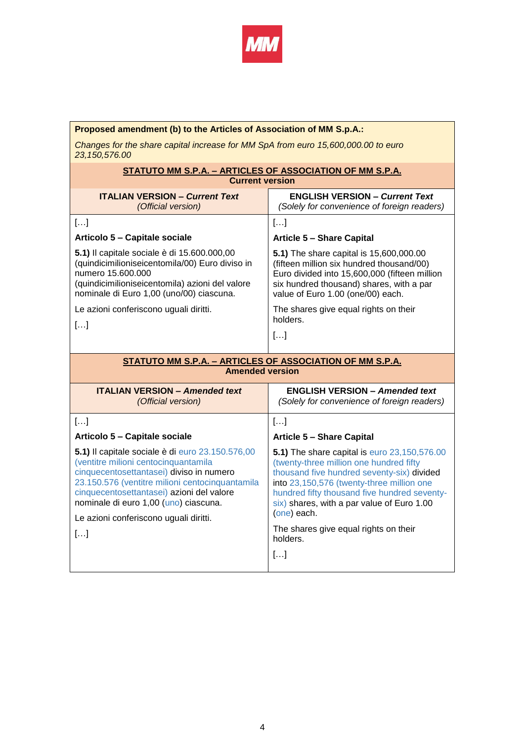| Proposed amendment (b) to the Articles of Association of MM S.p.A.: | |
|---|---|
| *Changes for the share capital increase for MM SpA from euro 15,600,000.00 to euro 23,150,576.00* | |
| **STATUTO MM S.P.A. – ARTICLES OF ASSOCIATION OF MM S.P.A.** **Current version** | |
| **ITALIAN VERSION – *Current Text*** *(Official version)* | **ENGLISH VERSION – *Current Text*** *(Solely for convenience of foreign readers)* |
| […]<br>**Articolo 5 – Capitale sociale**<br>**5.1)** Il capitale sociale è di 15.600.000,00 (quindicimilioniseicentomila/00) Euro diviso in numero 15.600.000 (quindicimilioniseicentomila) azioni del valore nominale di Euro 1,00 (uno/00) ciascuna.<br>Le azioni conferiscono uguali diritti.<br>[…] | […]<br>**Article 5 – Share Capital**<br>**5.1)** The share capital is 15,600,000.00 (fifteen million six hundred thousand/00) Euro divided into 15,600,000 (fifteen million six hundred thousand) shares, with a par value of Euro 1.00 (one/00) each.<br>The shares give equal rights on their holders.<br>[…] |
| **STATUTO MM S.P.A. – ARTICLES OF ASSOCIATION OF MM S.P.A.** **Amended version** | |
| **ITALIAN VERSION – *Amended text*** *(Official version)* | **ENGLISH VERSION – *Amended text*** *(Solely for convenience of foreign readers)* |
| […]<br>**Articolo 5 – Capitale sociale**<br>**5.1)** Il capitale sociale è di euro 23.150.576,00 (ventitre milioni centocinquantamila cinquecentosettantasei) diviso in numero 23.150.576 (ventitre milioni centocinquantamila cinquecentosettantasei) azioni del valore nominale di euro 1,00 (uno) ciascuna.<br>Le azioni conferiscono uguali diritti.<br>[…] | […]<br>**Article 5 – Share Capital**<br>**5.1)** The share capital is euro 23,150,576.00 (twenty-three million one hundred fifty thousand five hundred seventy-six) divided into 23,150,576 (twenty-three million one hundred fifty thousand five hundred seventy-six) shares, with a par value of Euro 1.00 (one) each.<br>The shares give equal rights on their holders.<br>[…] |